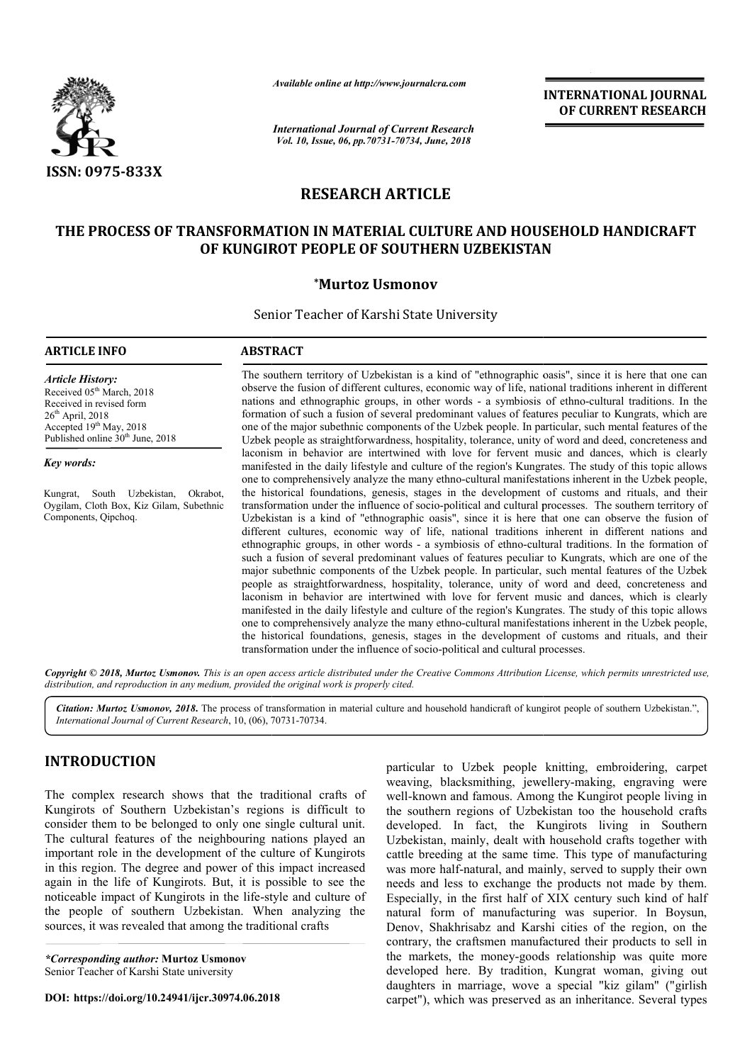**RESEARCH ARTICLE**

# THE PROCESS OF TRANSFORMATION IN MATERIAL CULTURE AND HOUSEHOLD HANDICRAFT OF KUNGIROT PEOPLE OF SOUTHERN UZBEKISTAN

**\*Murtoz Usmonov**

Senior Teacher of Karshi State University

**ARTICLE INFO**

*Article History:*
Received 05th March, 2018
Received in revised form 26th April, 2018
Accepted 19th May, 2018
Published online 30th June, 2018

*Key words:*

Kungrat, South Uzbekistan, Okrabot, Oygilam, Cloth Box, Kiz Gilam, Subethnic Components, Qipchoq.

**ABSTRACT**

The southern territory of Uzbekistan is a kind of "ethnographic oasis", since it is here that one can observe the fusion of different cultures, economic way of life, national traditions inherent in different nations and ethnographic groups, in other words - a symbiosis of ethno-cultural traditions. In the formation of such a fusion of several predominant values of features peculiar to Kungrats, which are one of the major subethnic components of the Uzbek people. In particular, such mental features of the Uzbek people as straightforwardness, hospitality, tolerance, unity of word and deed, concreteness and laconism in behavior are intertwined with love for fervent music and dances, which is clearly manifested in the daily lifestyle and culture of the region's Kungrates. The study of this topic allows one to comprehensively analyze the many ethno-cultural manifestations inherent in the Uzbek people, the historical foundations, genesis, stages in the development of customs and rituals, and their transformation under the influence of socio-political and cultural processes. The southern territory of Uzbekistan is a kind of "ethnographic oasis", since it is here that one can observe the fusion of different cultures, economic way of life, national traditions inherent in different nations and ethnographic groups, in other words - a symbiosis of ethno-cultural traditions. In the formation of such a fusion of several predominant values of features peculiar to Kungrats, which are one of the major subethnic components of the Uzbek people. In particular, such mental features of the Uzbek people as straightforwardness, hospitality, tolerance, unity of word and deed, concreteness and laconism in behavior are intertwined with love for fervent music and dances, which is clearly manifested in the daily lifestyle and culture of the region's Kungrates. The study of this topic allows one to comprehensively analyze the many ethno-cultural manifestations inherent in the Uzbek people, the historical foundations, genesis, stages in the development of customs and rituals, and their transformation under the influence of socio-political and cultural processes.

*Copyright © 2018, Murtoz Usmonov. This is an open access article distributed under the Creative Commons Attribution License, which permits unrestricted use, distribution, and reproduction in any medium, provided the original work is properly cited.*

***Citation: Murtoz Usmonov, 2018.*** The process of transformation in material culture and household handicraft of kungirot people of southern Uzbekistan.", *International Journal of Current Research*, 10, (06), 70731-70734.

## INTRODUCTION

The complex research shows that the traditional crafts of Kungirots of Southern Uzbekistan's regions is difficult to consider them to be belonged to only one single cultural unit. The cultural features of the neighbouring nations played an important role in the development of the culture of Kungirots in this region. The degree and power of this impact increased again in the life of Kungirots. But, it is possible to see the noticeable impact of Kungirots in the life-style and culture of the people of southern Uzbekistan. When analyzing the sources, it was revealed that among the traditional crafts particular to Uzbek people knitting, embroidering, carpet weaving, blacksmithing, jewellery-making, engraving were well-known and famous. Among the Kungirot people living in the southern regions of Uzbekistan too the household crafts developed. In fact, the Kungirots living in Southern Uzbekistan, mainly, dealt with household crafts together with cattle breeding at the same time. This type of manufacturing was more half-natural, and mainly, served to supply their own needs and less to exchange the products not made by them. Especially, in the first half of XIX century such kind of half natural form of manufacturing was superior. In Boysun, Denov, Shakhrisabz and Karshi cities of the region, on the contrary, the craftsmen manufactured their products to sell in the markets, the money-goods relationship was quite more developed here. By tradition, Kungrat woman, giving out daughters in marriage, wove a special "kiz gilam" ("girlish carpet"), which was preserved as an inheritance. Several types

*\*Corresponding author:* **Murtoz Usmonov**
Senior Teacher of Karshi State university

**DOI: https://doi.org/10.24941/ijcr.30974.06.2018**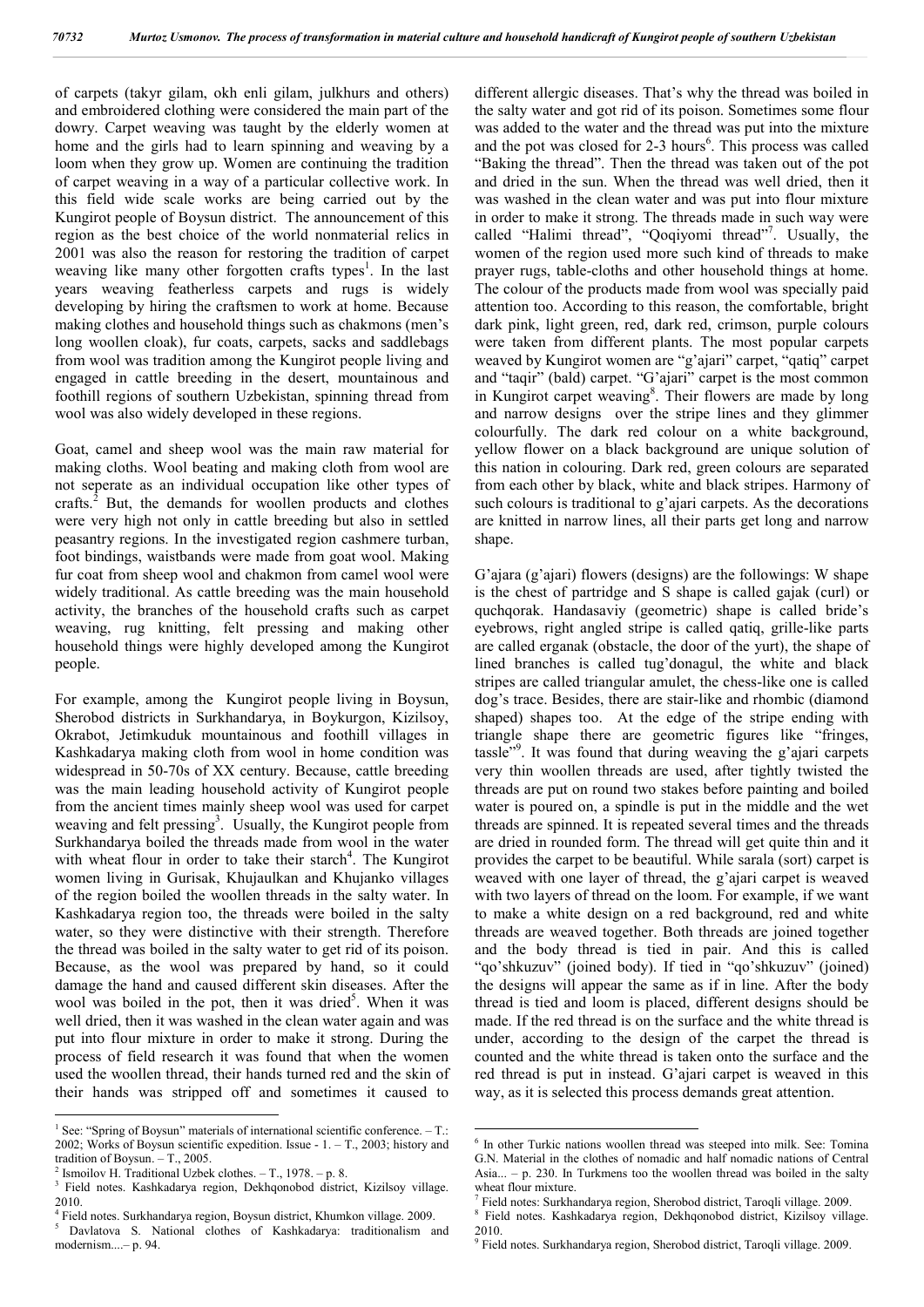of carpets (takyr gilam, okh enli gilam, julkhurs and others) and embroidered clothing were considered the main part of the dowry. Carpet weaving was taught by the elderly women at home and the girls had to learn spinning and weaving by a loom when they grow up. Women are continuing the tradition of carpet weaving in a way of a particular collective work. In this field wide scale works are being carried out by the Kungirot people of Boysun district. The announcement of this region as the best choice of the world nonmaterial relics in 2001 was also the reason for restoring the tradition of carpet weaving like many other forgotten crafts types[1]. In the last years weaving featherless carpets and rugs is widely developing by hiring the craftsmen to work at home. Because making clothes and household things such as chakmons (men's long woollen cloak), fur coats, carpets, sacks and saddlebags from wool was tradition among the Kungirot people living and engaged in cattle breeding in the desert, mountainous and foothill regions of southern Uzbekistan, spinning thread from wool was also widely developed in these regions.

Goat, camel and sheep wool was the main raw material for making cloths. Wool beating and making cloth from wool are not seperate as an individual occupation like other types of crafts.[2] But, the demands for woollen products and clothes were very high not only in cattle breeding but also in settled peasantry regions. In the investigated region cashmere turban, foot bindings, waistbands were made from goat wool. Making fur coat from sheep wool and chakmon from camel wool were widely traditional. As cattle breeding was the main household activity, the branches of the household crafts such as carpet weaving, rug knitting, felt pressing and making other household things were highly developed among the Kungirot people.

For example, among the Kungirot people living in Boysun, Sherobod districts in Surkhandarya, in Boykurgon, Kizilsoy, Okrabot, Jetimkuduk mountainous and foothill villages in Kashkadarya making cloth from wool in home condition was widespread in 50-70s of XX century. Because, cattle breeding was the main leading household activity of Kungirot people from the ancient times mainly sheep wool was used for carpet weaving and felt pressing[3]. Usually, the Kungirot people from Surkhandarya boiled the threads made from wool in the water with wheat flour in order to take their starch[4]. The Kungirot women living in Gurisak, Khujaulkan and Khujanko villages of the region boiled the woollen threads in the salty water. In Kashkadarya region too, the threads were boiled in the salty water, so they were distinctive with their strength. Therefore the thread was boiled in the salty water to get rid of its poison. Because, as the wool was prepared by hand, so it could damage the hand and caused different skin diseases. After the wool was boiled in the pot, then it was dried[5]. When it was well dried, then it was washed in the clean water again and was put into flour mixture in order to make it strong. During the process of field research it was found that when the women used the woollen thread, their hands turned red and the skin of their hands was stripped off and sometimes it caused to different allergic diseases. That's why the thread was boiled in the salty water and got rid of its poison. Sometimes some flour was added to the water and the thread was put into the mixture and the pot was closed for 2-3 hours[6]. This process was called "Baking the thread". Then the thread was taken out of the pot and dried in the sun. When the thread was well dried, then it was washed in the clean water and was put into flour mixture in order to make it strong. The threads made in such way were called "Halimi thread", "Qoqiyomi thread"[7]. Usually, the women of the region used more such kind of threads to make prayer rugs, table-cloths and other household things at home. The colour of the products made from wool was specially paid attention too. According to this reason, the comfortable, bright dark pink, light green, red, dark red, crimson, purple colours were taken from different plants. The most popular carpets weaved by Kungirot women are "g'ajari" carpet, "qatiq" carpet and "taqir" (bald) carpet. "G'ajari" carpet is the most common in Kungirot carpet weaving[8]. Their flowers are made by long and narrow designs over the stripe lines and they glimmer colourfully. The dark red colour on a white background, yellow flower on a black background are unique solution of this nation in colouring. Dark red, green colours are separated from each other by black, white and black stripes. Harmony of such colours is traditional to g'ajari carpets. As the decorations are knitted in narrow lines, all their parts get long and narrow shape.

G'ajara (g'ajari) flowers (designs) are the followings: W shape is the chest of partridge and S shape is called gajak (curl) or quchqorak. Handasaviy (geometric) shape is called bride's eyebrows, right angled stripe is called qatiq, grille-like parts are called erganak (obstacle, the door of the yurt), the shape of lined branches is called tug'donagul, the white and black stripes are called triangular amulet, the chess-like one is called dog's trace. Besides, there are stair-like and rhombic (diamond shaped) shapes too. At the edge of the stripe ending with triangle shape there are geometric figures like "fringes, tassle"[9]. It was found that during weaving the g'ajari carpets very thin woollen threads are used, after tightly twisted the threads are put on round two stakes before painting and boiled water is poured on, a spindle is put in the middle and the wet threads are spinned. It is repeated several times and the threads are dried in rounded form. The thread will get quite thin and it provides the carpet to be beautiful. While sarala (sort) carpet is weaved with one layer of thread, the g'ajari carpet is weaved with two layers of thread on the loom. For example, if we want to make a white design on a red background, red and white threads are weaved together. Both threads are joined together and the body thread is tied in pair. And this is called "qo'shkuzuv" (joined body). If tied in "qo'shkuzuv" (joined) the designs will appear the same as if in line. After the body thread is tied and loom is placed, different designs should be made. If the red thread is on the surface and the white thread is under, according to the design of the carpet the thread is counted and the white thread is taken onto the surface and the red thread is put in instead. G'ajari carpet is weaved in this way, as it is selected this process demands great attention.

---

[1] See: "Spring of Boysun" materials of international scientific conference. – T.: 2002; Works of Boysun scientific expedition. Issue - 1. – T., 2003; history and tradition of Boysun. – T., 2005.

[2] Ismoilov H. Traditional Uzbek clothes. – T., 1978. – p. 8.

[3] Field notes. Kashkadarya region, Dekhqonobod district, Kizilsoy village. 2010.

[4] Field notes. Surkhandarya region, Boysun district, Khumkon village. 2009.

[5] Davlatova S. National clothes of Kashkadarya: traditionalism and modernism....– p. 94.

[6] In other Turkic nations woollen thread was steeped into milk. See: Tomina G.N. Material in the clothes of nomadic and half nomadic nations of Central Asia... – p. 230. In Turkmens too the woollen thread was boiled in the salty wheat flour mixture.

[7] Field notes: Surkhandarya region, Sherobod district, Taroqli village. 2009.

[8] Field notes. Kashkadarya region, Dekhqonobod district, Kizilsoy village. 2010.

[9] Field notes. Surkhandarya region, Sherobod district, Taroqli village. 2009.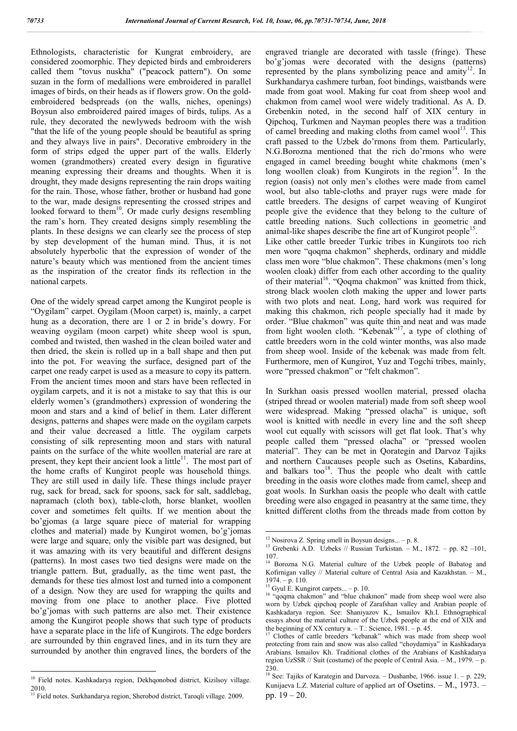Ethnologists, characteristic for Kungrat embroidery, are considered zoomorphic. They depicted birds and embroiderers called them "tovus nuskha" ("peacock pattern"). On some suzan in the form of medallions were embroidered in parallel images of birds, on their heads as if flowers grow. On the gold-embroidered bedspreads (on the walls, niches, openings) Boysun also embroidered paired images of birds, tulips. As a rule, they decorated the newlyweds bedroom with the wish "that the life of the young people should be beautiful as spring and they always live in pairs". Decorative embroidery in the form of strips edged the upper part of the walls. Elderly women (grandmothers) created every design in figurative meaning expressing their dreams and thoughts. When it is drought, they made designs representing the rain drops waiting for the rain. Those, whose father, brother or husband had gone to the war, made designs representing the crossed stripes and looked forward to them[10]. Or made curly designs resembling the ram's horn. They created designs simply resembling the plants. In these designs we can clearly see the process of step by step development of the human mind. Thus, it is not absolutely hyperbolic that the expression of wonder of the nature's beauty which was mentioned from the ancient times as the inspiration of the creator finds its reflection in the national carpets.

One of the widely spread carpet among the Kungirot people is "Oygilam" carpet. Oygilam (Moon carpet) is, mainly, a carpet hung as a decoration, there are 1 or 2 in bride's dowry. For weaving oygilam (moon carpet) white sheep wool is spun, combed and twisted, then washed in the clean boiled water and then dried, the skein is rolled up in a ball shape and then put into the pot. For weaving the surface, designed part of the carpet one ready carpet is used as a measure to copy its pattern. From the ancient times moon and stars have been reflected in oygilam carpets, and it is not a mistake to say that this is our elderly women's (grandmothers) expression of wondering the moon and stars and a kind of belief in them. Later different designs, patterns and shapes were made on the oygilam carpets and their value decreased a little. The oygilam carpets consisting of silk representing moon and stars with natural paints on the surface of the white woollen material are rare at present, they kept their ancient look a little[11]. The most part of the home crafts of Kungirot people was household things. They are still used in daily life. These things include prayer rug, sack for bread, sack for spoons, sack for salt, saddlebag, napramach (cloth box), table-cloth, horse blanket, woollen cover and sometimes felt quilts. If we mention about the bo'gjomas (a large square piece of material for wrapping clothes and material) made by Kungirot women, bo'g'jomas were large and square, only the visible part was designed, but it was amazing with its very beautiful and different designs (patterns). In most cases two tied designs were made on the triangle pattern. But, gradually, as the time went past, the demands for these ties almost lost and turned into a component of a design. Now they are used for wrapping the quilts and moving from one place to another place. Five plotted bo'g'jomas with such patterns are also met. Their existence among the Kungirot people shows that such type of products have a separate place in the life of Kungirots. The edge borders are surrounded by thin engraved lines, and in its turn they are surrounded by another thin engraved lines, the borders of the engraved triangle are decorated with tassle (fringe). These bo'g'jomas were decorated with the designs (patterns) represented by the plans symbolizing peace and amity[12]. In Surkhandarya cashmere turban, foot bindings, waistbands were made from goat wool. Making fur coat from sheep wool and chakmon from camel wool were widely traditional. As A. D. Grebenkin noted, in the second half of XIX century in Qipchoq, Turkmen and Nayman peoples there was a tradition of camel breeding and making cloths from camel wool[13]. This craft passed to the Uzbek do'rmons from them. Particularly, N.G.Borozna mentioned that the rich do'rmons who were engaged in camel breeding bought white chakmons (men's long woollen cloak) from Kungirots in the region[14]. In the region (oasis) not only men's clothes were made from camel wool, but also table-cloths and prayer rugs were made for cattle breeders. The designs of carpet weaving of Kungirot people give the evidence that they belong to the culture of cattle breeding nations. Such collections in geometric and animal-like shapes describe the fine art of Kungirot people[15].

Like other cattle breeder Turkic tribes in Kungirots too rich men wore "qoqma chakmon" shepherds, ordinary and middle class men wore "blue chakmon". These chakmons (men's long woolen cloak) differ from each other according to the quality of their material[16]. "Qoqma chakmon" was knitted from thick, strong black woolen cloth making the upper and lower parts with two plots and neat. Long, hard work was required for making this chakmon, rich people specially had it made by order. "Blue chakmon" was quite thin and neat and was made from light woolen cloth. "Kebenak"[17], a type of clothing of cattle breeders worn in the cold winter months, was also made from sheep wool. Inside of the kebenak was made from felt. Furthermore, men of Kungirot, Yuz and Togchi tribes, mainly, wore "pressed chakmon" or "felt chakmon".

In Surkhan oasis pressed woollen material, pressed olacha (striped thread or woolen material) made from soft sheep wool were widespread. Making "pressed olacha" is unique, soft wool is knitted with needle in every line and the soft sheep wool cut equally with scissors will get flat look. That's why people called them "pressed olacha" or "pressed woolen material". They can be met in Qorategin and Darvoz Tajiks and northern Caucauses people such as Osetins, Kabardins, and balkars too[18]. Thus the people who dealt with cattle breeding in the oasis wore clothes made from camel, sheep and goat wools. In Surkhan oasis the people who dealt with cattle breeding were also engaged in peasantry at the same time, they knitted different cloths from the threads made from cotton by

---

[10] Field notes. Kashkadarya region, Dekhqonobod district, Kizilsoy village. 2010.

[11] Field notes. Surkhandarya region, Sherobod district, Taroqli village. 2009.

[12] Nosirova Z. Spring smell in Boysun designs... – p. 8.

[13] Grebenki A.D. Uzbeks // Russian Turkistan. – M., 1872. – pp. 82 –101, 107.

[14] Borozna N.G. Material culture of the Uzbek people of Babatog and Kofirnigan valley // Material culture of Central Asia and Kazakhstan. – M., 1974. – p. 110.

[15] Gyul E. Kungirot carpets... – p. 10.

[16] "qoqma chakmon" and "blue chakmon" made from sheep wool were also worn by Uzbek qipchoq people of Zarafshan valley and Arabian people of Kashkadarya region. See: Shaniyazov K., Ismailov Kh.I. Ethnographical essays about the material culture of the Uzbek people at the end of XIX and the beginning of XX century в. – T.: Science, 1981. – p. 45.

[17] Clothes of cattle breeders "kebanak" which was made from sheep wool protecting from rain and snow was also called "choydamiya" in Kashkadarya Arabians. Ismailov Kh. Traditional clothes of the Arabians of Kashkadarya region UzSSR // Suit (costume) of the people of Central Asia. – M., 1979. – p. 230.

[18] See: Tajiks of Karategin and Darvoza. – Dushanbe, 1966. issue 1. – p. 229; Kunijaeva L.Z. Material culture of applied art of Osetins. – M., 1973. – pp. 19 – 20.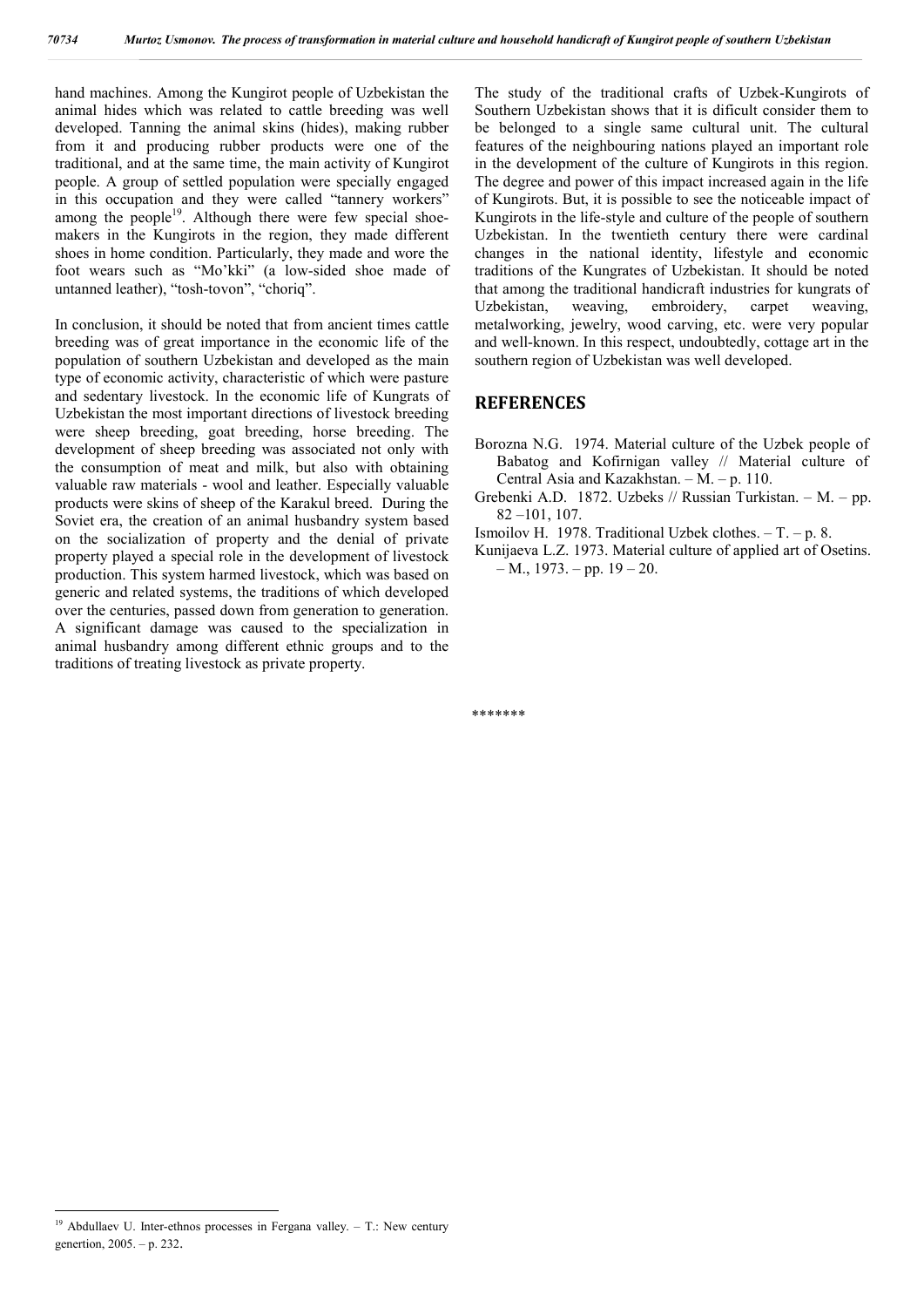hand machines. Among the Kungirot people of Uzbekistan the animal hides which was related to cattle breeding was well developed. Tanning the animal skins (hides), making rubber from it and producing rubber products were one of the traditional, and at the same time, the main activity of Kungirot people. A group of settled population were specially engaged in this occupation and they were called "tannery workers" among the people[19]. Although there were few special shoe-makers in the Kungirots in the region, they made different shoes in home condition. Particularly, they made and wore the foot wears such as "Mo'kki" (a low-sided shoe made of untanned leather), "tosh-tovon", "choriq".

In conclusion, it should be noted that from ancient times cattle breeding was of great importance in the economic life of the population of southern Uzbekistan and developed as the main type of economic activity, characteristic of which were pasture and sedentary livestock. In the economic life of Kungrats of Uzbekistan the most important directions of livestock breeding were sheep breeding, goat breeding, horse breeding. The development of sheep breeding was associated not only with the consumption of meat and milk, but also with obtaining valuable raw materials - wool and leather. Especially valuable products were skins of sheep of the Karakul breed. During the Soviet era, the creation of an animal husbandry system based on the socialization of property and the denial of private property played a special role in the development of livestock production. This system harmed livestock, which was based on generic and related systems, the traditions of which developed over the centuries, passed down from generation to generation. A significant damage was caused to the specialization in animal husbandry among different ethnic groups and to the traditions of treating livestock as private property.

The study of the traditional crafts of Uzbek-Kungirots of Southern Uzbekistan shows that it is dificult consider them to be belonged to a single same cultural unit. The cultural features of the neighbouring nations played an important role in the development of the culture of Kungirots in this region. The degree and power of this impact increased again in the life of Kungirots. But, it is possible to see the noticeable impact of Kungirots in the life-style and culture of the people of southern Uzbekistan. In the twentieth century there were cardinal changes in the national identity, lifestyle and economic traditions of the Kungrates of Uzbekistan. It should be noted that among the traditional handicraft industries for kungrats of Uzbekistan, weaving, embroidery, carpet weaving, metalworking, jewelry, wood carving, etc. were very popular and well-known. In this respect, undoubtedly, cottage art in the southern region of Uzbekistan was well developed.

## REFERENCES

Borozna N.G. 1974. Material culture of the Uzbek people of Babatog and Kofirnigan valley // Material culture of Central Asia and Kazakhstan. – M. – p. 110.

Grebenki A.D. 1872. Uzbeks // Russian Turkistan. – M. – pp. 82 –101, 107.

Ismoilov H. 1978. Traditional Uzbek clothes. – T. – p. 8.

Kunijaeva L.Z. 1973. Material culture of applied art of Osetins. – M., 1973. – pp. 19 – 20.

*******

[19] Abdullaev U. Inter-ethnos processes in Fergana valley. – T.: New century genertion, 2005. – p. 232.